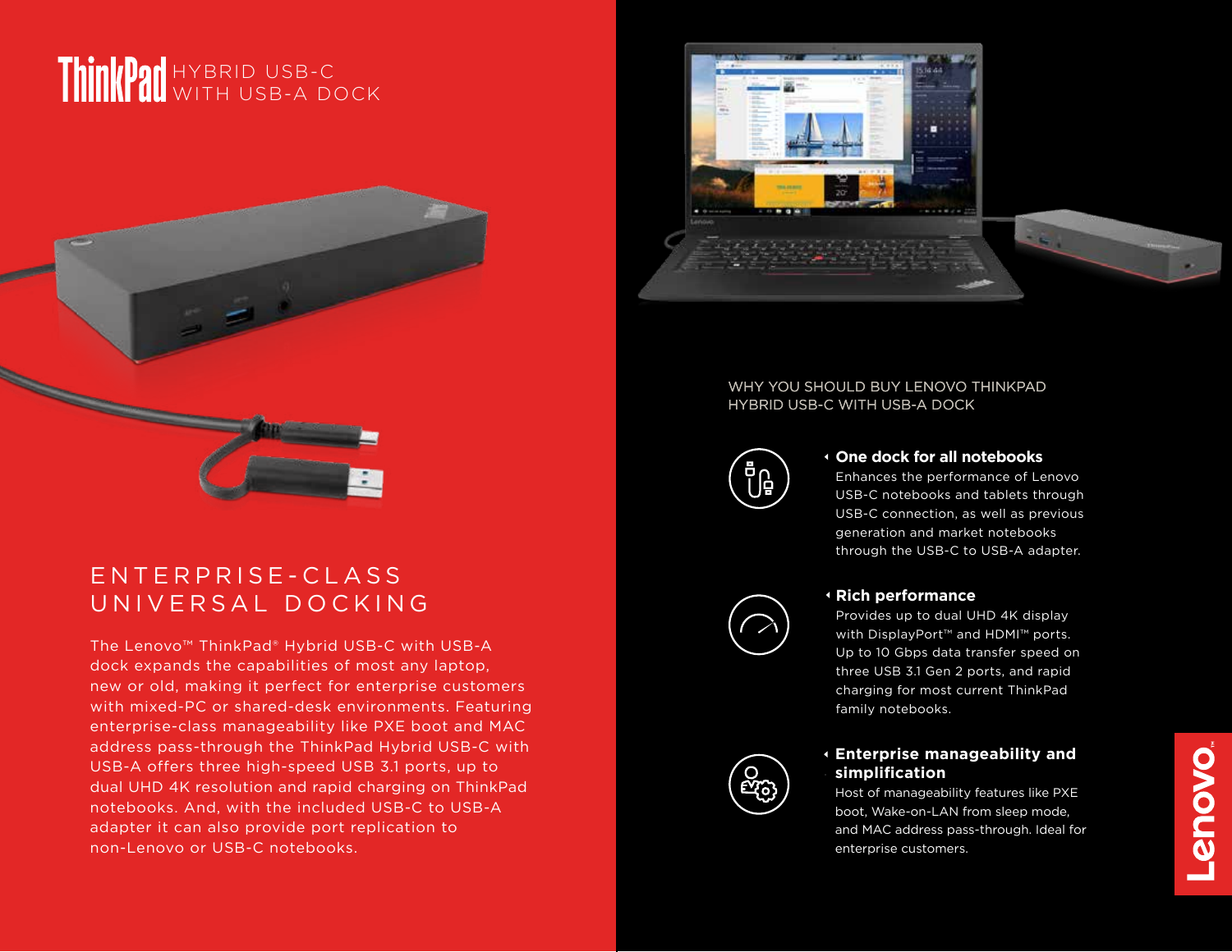# ThinkPad HYBRID USB-C WITH USB-A DOCK

## ENTERPRISE-CLASS UNIVERSAL DOCKING

The Lenovo™ ThinkPad® Hybrid USB-C with USB-A dock expands the capabilities of most any laptop, new or old, making it perfect for enterprise customers with mixed-PC or shared-desk environments. Featuring enterprise-class manageability like PXE boot and MAC address pass-through the ThinkPad Hybrid USB-C with USB-A offers three high-speed USB 3.1 ports, up to dual UHD 4K resolution and rapid charging on ThinkPad notebooks. And, with the included USB-C to USB-A adapter it can also provide port replication to non-Lenovo or USB-C notebooks.

## WHY YOU SHOULD BUY LENOVO THINKPAD HYBRID USB-C WITH USB-A DOCK

### One dock for all notebooks

Enhances the performance of Lenovo USB-C notebooks and tablets through USB-C connection, as well as previous generation and market notebooks through the USB-C to USB-A adapter.

### Rich performance

Provides up to dual UHD 4K display with DisplayPort™ and HDMI™ ports. Up to 10 Gbps data transfer speed on three USB 3.1 Gen 2 ports, and rapid charging for most current ThinkPad family notebooks.

### Enterprise manageability and simplification

Host of manageability features like PXE boot, Wake-on-LAN from sleep mode, and MAC address pass-through. Ideal for enterprise customers.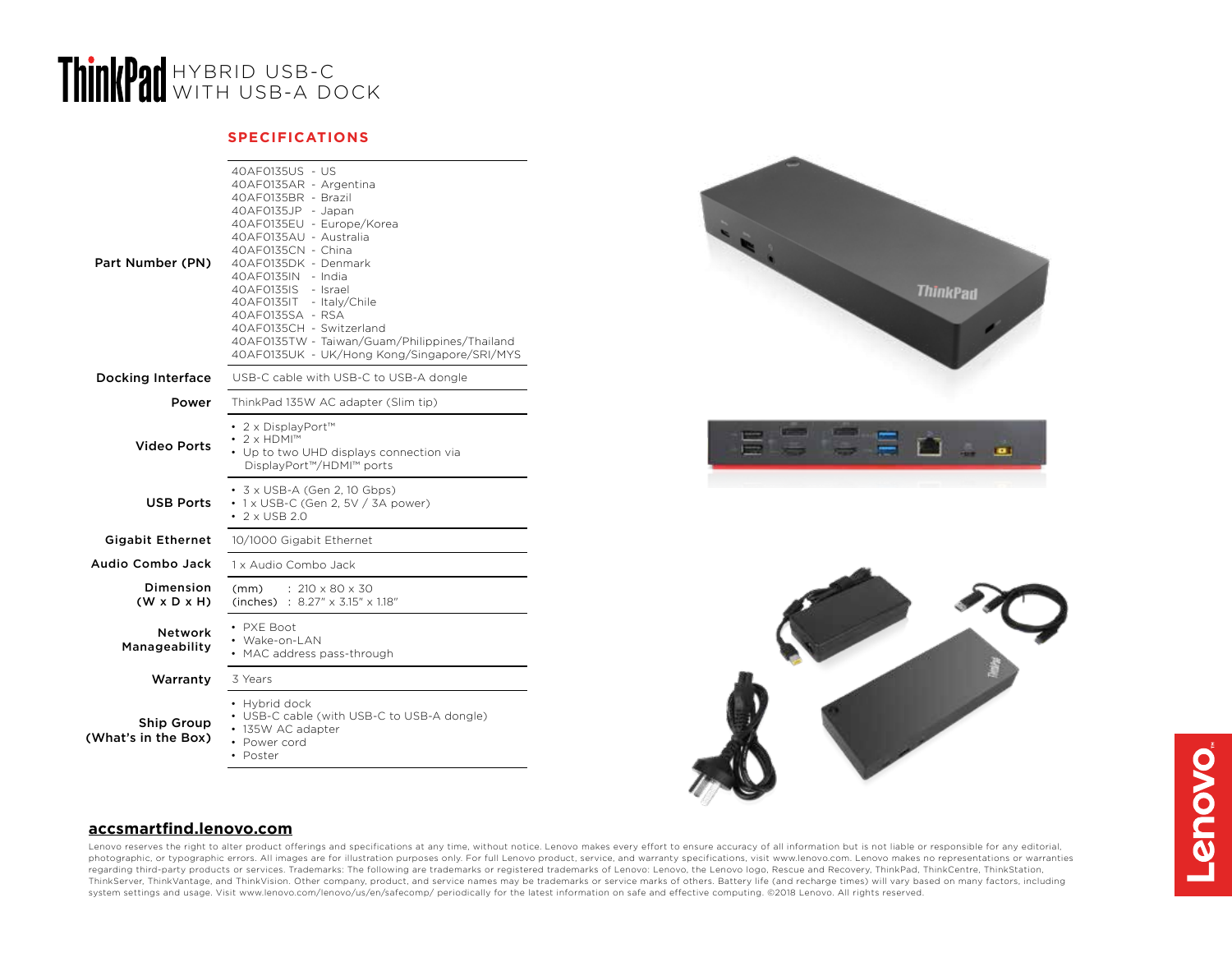# ThinkPad HYBRID USB-C WITH USB-A DOCK

## SPECIFICATIONS

| | |
|---|---|
| Part Number (PN) | 40AF0135US - US<br>40AF0135AR - Argentina<br>40AF0135BR - Brazil<br>40AF0135JP - Japan<br>40AF0135EU - Europe/Korea<br>40AF0135AU - Australia<br>40AF0135CN - China<br>40AF0135DK - Denmark<br>40AF0135IN - India<br>40AF0135IS - Israel<br>40AF0135IT - Italy/Chile<br>40AF0135SA - RSA<br>40AF0135CH - Switzerland<br>40AF0135TW - Taiwan/Guam/Philippines/Thailand<br>40AF0135UK - UK/Hong Kong/Singapore/SRI/MYS |
| Docking Interface | USB-C cable with USB-C to USB-A dongle |
| Power | ThinkPad 135W AC adapter (Slim tip) |
| Video Ports | • 2 x DisplayPort™<br>• 2 x HDMI™<br>• Up to two UHD displays connection via DisplayPort™/HDMI™ ports |
| USB Ports | • 3 x USB-A (Gen 2, 10 Gbps)<br>• 1 x USB-C (Gen 2, 5V / 3A power)<br>• 2 x USB 2.0 |
| Gigabit Ethernet | 10/1000 Gigabit Ethernet |
| Audio Combo Jack | 1 x Audio Combo Jack |
| Dimension (W x D x H) | (mm) : 210 x 80 x 30<br>(inches) : 8.27" x 3.15" x 1.18" |
| Network Manageability | • PXE Boot<br>• Wake-on-LAN<br>• MAC address pass-through |
| Warranty | 3 Years |
| Ship Group (What's in the Box) | • Hybrid dock<br>• USB-C cable (with USB-C to USB-A dongle)<br>• 135W AC adapter<br>• Power cord<br>• Poster |

**accsmartfind.lenovo.com**

Lenovo reserves the right to alter product offerings and specifications at any time, without notice. Lenovo makes every effort to ensure accuracy of all information but is not liable or responsible for any editorial, photographic, or typographic errors. All images are for illustration purposes only. For full Lenovo product, service, and warranty specifications, visit www.lenovo.com. Lenovo makes no representations or warranties regarding third-party products or services. Trademarks: The following are trademarks or registered trademarks of Lenovo: Lenovo, the Lenovo logo, Rescue and Recovery, ThinkPad, ThinkCentre, ThinkStation, ThinkServer, ThinkVantage, and ThinkVision. Other company, product, and service names may be trademarks or service marks of others. Battery life (and recharge times) will vary based on many factors, including system settings and usage. Visit www.lenovo.com/lenovo/us/en/safecomp/ periodically for the latest information on safe and effective computing. ©2018 Lenovo. All rights reserved.

Lenovo